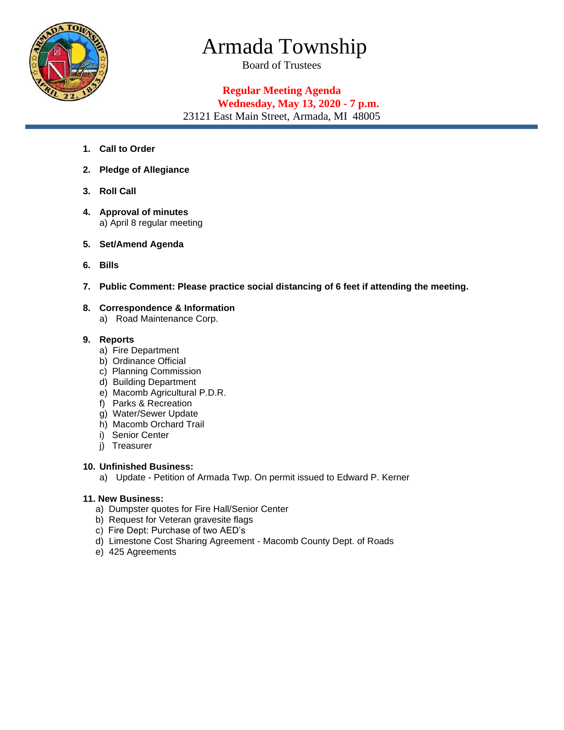# Armada Township

Board of Trustees

**Regular Meeting Agenda**
**Wednesday, May 13, 2020 - 7 p.m.**
23121 East Main Street, Armada, MI 48005

1. **Call to Order**
2. **Pledge of Allegiance**
3. **Roll Call**
4. **Approval of minutes**
   a) April 8 regular meeting
5. **Set/Amend Agenda**
6. **Bills**
7. **Public Comment: Please practice social distancing of 6 feet if attending the meeting.**
8. **Correspondence & Information**
   a) Road Maintenance Corp.
9. **Reports**
   a) Fire Department
   b) Ordinance Official
   c) Planning Commission
   d) Building Department
   e) Macomb Agricultural P.D.R.
   f) Parks & Recreation
   g) Water/Sewer Update
   h) Macomb Orchard Trail
   i) Senior Center
   j) Treasurer
10. **Unfinished Business:**
    a) Update - Petition of Armada Twp. On permit issued to Edward P. Kerner
11. **New Business:**
    a) Dumpster quotes for Fire Hall/Senior Center
    b) Request for Veteran gravesite flags
    c) Fire Dept: Purchase of two AED's
    d) Limestone Cost Sharing Agreement - Macomb County Dept. of Roads
    e) 425 Agreements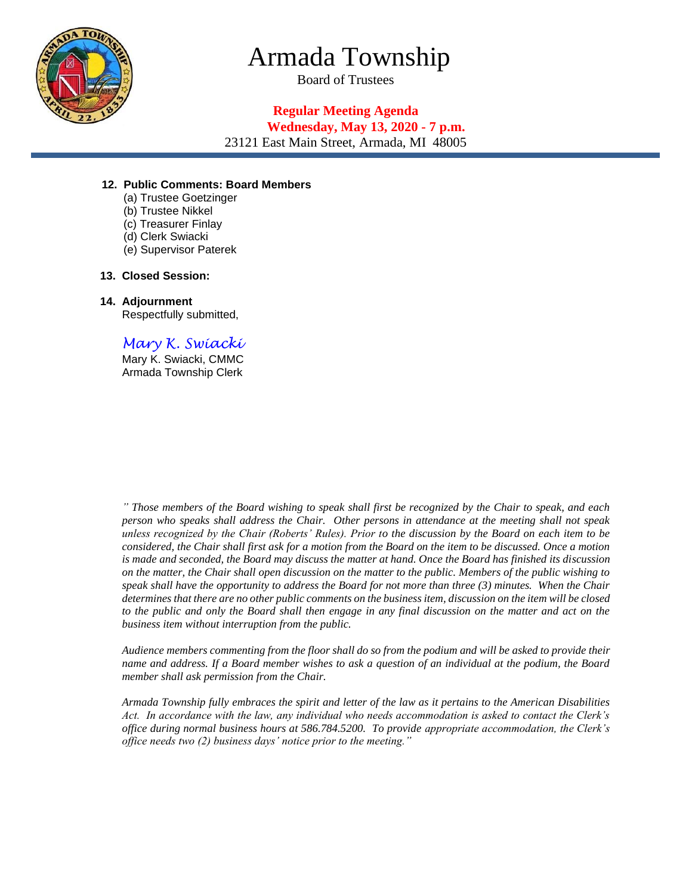# Armada Township

Board of Trustees

**Regular Meeting Agenda**
**Wednesday, May 13, 2020 - 7 p.m.**
23121 East Main Street, Armada, MI 48005

**12. Public Comments: Board Members**
- (a) Trustee Goetzinger
- (b) Trustee Nikkel
- (c) Treasurer Finlay
- (d) Clerk Swiacki
- (e) Supervisor Paterek

**13. Closed Session:**

**14. Adjournment**

Respectfully submitted,

*Mary K. Swiacki*
Mary K. Swiacki, CMMC
Armada Township Clerk

*" Those members of the Board wishing to speak shall first be recognized by the Chair to speak, and each person who speaks shall address the Chair. Other persons in attendance at the meeting shall not speak unless recognized by the Chair (Roberts' Rules). Prior to the discussion by the Board on each item to be considered, the Chair shall first ask for a motion from the Board on the item to be discussed. Once a motion is made and seconded, the Board may discuss the matter at hand. Once the Board has finished its discussion on the matter, the Chair shall open discussion on the matter to the public. Members of the public wishing to speak shall have the opportunity to address the Board for not more than three (3) minutes. When the Chair determines that there are no other public comments on the business item, discussion on the item will be closed to the public and only the Board shall then engage in any final discussion on the matter and act on the business item without interruption from the public.*

*Audience members commenting from the floor shall do so from the podium and will be asked to provide their name and address. If a Board member wishes to ask a question of an individual at the podium, the Board member shall ask permission from the Chair.*

*Armada Township fully embraces the spirit and letter of the law as it pertains to the American Disabilities Act. In accordance with the law, any individual who needs accommodation is asked to contact the Clerk's office during normal business hours at 586.784.5200. To provide appropriate accommodation, the Clerk's office needs two (2) business days' notice prior to the meeting."*